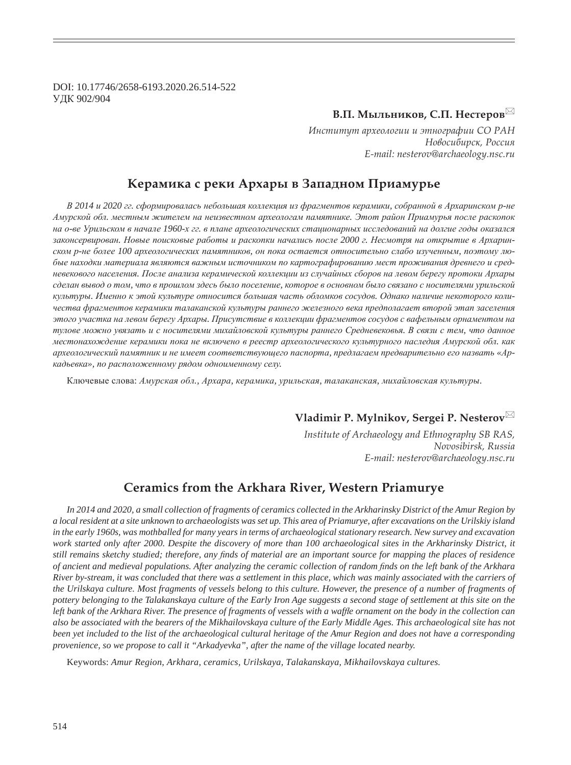DOI: 10.17746/2658-6193.2020.26.514-522
УДК 902/904

**В.П. Мыльников, С.П. Нестеров**✉

*Институт археологии и этнографии СО РАН*
*Новосибирск, Россия*
*E-mail: nesterov@archaeology.nsc.ru*

## Керамика с реки Архары в Западном Приамурье

*В 2014 и 2020 гг. сформировалась небольшая коллекция из фрагментов керамики, собранной в Архаринском р-не Амурской обл. местным жителем на неизвестном археологам памятнике. Этот район Приамурья после раскопок на о-ве Урильском в начале 1960-х гг. в плане археологических стационарных исследований на долгие годы оказался законсервирован. Новые поисковые работы и раскопки начались после 2000 г. Несмотря на открытие в Архаринском р-не более 100 археологических памятников, он пока остается относительно слабо изученным, поэтому любые находки материала являются важным источником по картографированию мест проживания древнего и средневекового населения. После анализа керамической коллекции из случайных сборов на левом берегу протоки Архары сделан вывод о том, что в прошлом здесь было поселение, которое в основном было связано с носителями урильской культуры. Именно к этой культуре относится большая часть обломков сосудов. Однако наличие некоторого количества фрагментов керамики талаканской культуры раннего железного века предполагает второй этап заселения этого участка на левом берегу Архары. Присутствие в коллекции фрагментов сосудов с вафельным орнаментом на тулове можно увязать и с носителями михайловской культуры раннего Средневековья. В связи с тем, что данное местонахождение керамики пока не включено в реестр археологического культурного наследия Амурской обл. как археологический памятник и не имеет соответствующего паспорта, предлагаем предварительно его назвать «Аркадьевка», по расположенному рядом одноименному селу.*

Ключевые слова: *Амурская обл., Архара, керамика, урильская, талаканская, михайловская культуры.*

**Vladimir P. Mylnikov, Sergei P. Nesterov**✉

*Institute of Archaeology and Ethnography SB RAS,*
*Novosibirsk, Russia*
*E-mail: nesterov@archaeology.nsc.ru*

## Ceramics from the Arkhara River, Western Priamurye

*In 2014 and 2020, a small collection of fragments of ceramics collected in the Arkharinsky District of the Amur Region by a local resident at a site unknown to archaeologists was set up. This area of Priamurye, after excavations on the Urilskiy island in the early 1960s, was mothballed for many years in terms of archaeological stationary research. New survey and excavation work started only after 2000. Despite the discovery of more than 100 archaeological sites in the Arkharinsky District, it still remains sketchy studied; therefore, any finds of material are an important source for mapping the places of residence of ancient and medieval populations. After analyzing the ceramic collection of random finds on the left bank of the Arkhara River by-stream, it was concluded that there was a settlement in this place, which was mainly associated with the carriers of the Urilskaya culture. Most fragments of vessels belong to this culture. However, the presence of a number of fragments of pottery belonging to the Talakanskaya culture of the Early Iron Age suggests a second stage of settlement at this site on the left bank of the Arkhara River. The presence of fragments of vessels with a waffle ornament on the body in the collection can also be associated with the bearers of the Mikhailovskaya culture of the Early Middle Ages. This archaeological site has not been yet included to the list of the archaeological cultural heritage of the Amur Region and does not have a corresponding provenience, so we propose to call it "Arkadyevka", after the name of the village located nearby.*

Keywords: *Amur Region, Arkhara, ceramics, Urilskaya, Talakanskaya, Mikhailovskaya cultures.*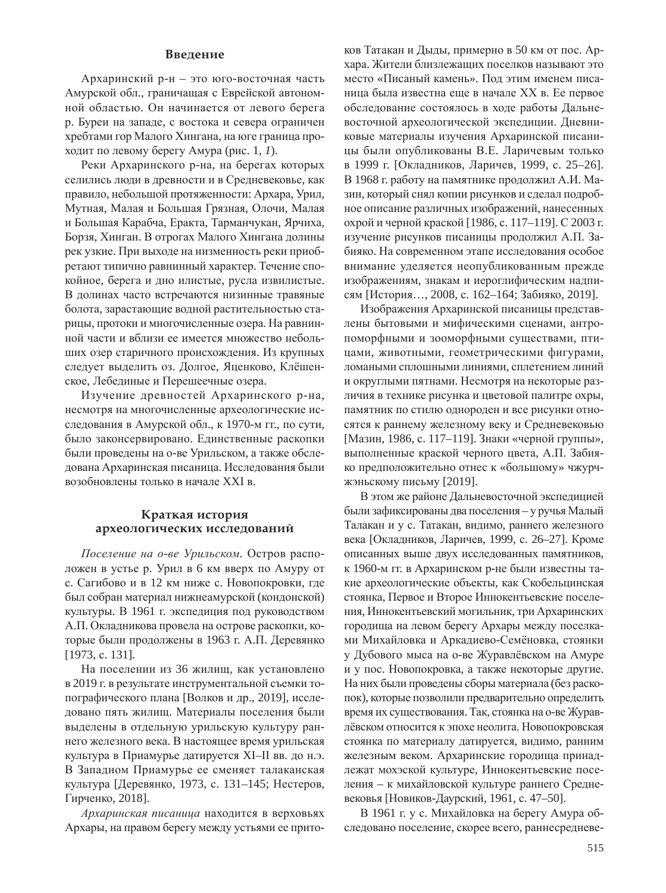## Введение

Архаринский р-н – это юго-восточная часть Амурской обл., граничащая с Еврейской автономной областью. Он начинается от левого берега р. Буреи на западе, с востока и севера ограничен хребтами гор Малого Хингана, на юге граница проходит по левому берегу Амура (рис. 1, *1*).

Реки Архаринского р-на, на берегах которых селились люди в древности и в Средневековье, как правило, небольшой протяженности: Архара, Урил, Мутная, Малая и Большая Грязная, Олочи, Малая и Большая Карабча, Еракта, Тарманчукан, Ярчиха, Борзя, Хинган. В отрогах Малого Хингана долины рек узкие. При выходе на низменность реки приобретают типично равнинный характер. Течение спокойное, берега и дно илистые, русла извилистые. В долинах часто встречаются низинные травяные болота, зарастающие водной растительностью старицы, протоки и многочисленные озера. На равнинной части и вблизи ее имеется множество небольших озер старичного происхождения. Из крупных следует выделить оз. Долгое, Яценково, Клёшенское, Лебединые и Перешеечные озера.

Изучение древностей Архаринского р-на, несмотря на многочисленные археологические исследования в Амурской обл., к 1970-м гг., по сути, было законсервировано. Единственные раскопки были проведены на о-ве Урильском, а также обследована Архаринская писаница. Исследования были возобновлены только в начале XXI в.

## Краткая история археологических исследований

*Поселение на о-ве Урильском.* Остров расположен в устье р. Урил в 6 км вверх по Амуру от с. Сагибово и в 12 км ниже с. Новопокровки, где был собран материал нижнеамурской (кондонской) культуры. В 1961 г. экспедиция под руководством А.П. Окладникова провела на острове раскопки, которые были продолжены в 1963 г. А.П. Деревянко [1973, с. 131].

На поселении из 36 жилищ, как установлено в 2019 г. в результате инструментальной съемки топографического плана [Волков и др., 2019], исследовано пять жилищ. Материалы поселения были выделены в отдельную урильскую культуру раннего железного века. В настоящее время урильская культура в Приамурье датируется XI–II вв. до н.э. В Западном Приамурье ее сменяет талаканская культура [Деревянко, 1973, с. 131–145; Нестеров, Гирченко, 2018].

*Архаринская писаница* находится в верховьях Архары, на правом берегу между устьями ее притоков Татакан и Дыды, примерно в 50 км от пос. Архара. Жители близлежащих поселков называют это место «Писаный камень». Под этим именем писаница была известна еще в начале XX в. Ее первое обследование состоялось в ходе работы Дальневосточной археологической экспедиции. Дневниковые материалы изучения Архаринской писаницы были опубликованы В.Е. Ларичевым только в 1999 г. [Окладников, Ларичев, 1999, с. 25–26]. В 1968 г. работу на памятнике продолжил А.И. Мазин, который снял копии рисунков и сделал подробное описание различных изображений, нанесенных охрой и черной краской [1986, с. 117–119]. С 2003 г. изучение рисунков писаницы продолжил А.П. Забияко. На современном этапе исследования особое внимание уделяется неопубликованным прежде изображениям, знакам и иероглифическим надписям [История…, 2008, с. 162–164; Забияко, 2019].

Изображения Архаринской писаницы представлены бытовыми и мифическими сценами, антропоморфными и зооморфными существами, птицами, животными, геометрическими фигурами, ломаными сплошными линиями, сплетением линий и округлыми пятнами. Несмотря на некоторые различия в технике рисунка и цветовой палитре охры, памятник по стилю однороден и все рисунки относятся к раннему железному веку и Средневековью [Мазин, 1986, с. 117–119]. Знаки «черной группы», выполненные краской черного цвета, А.П. Забияко предположительно отнес к «большому» чжурчжэньскому письму [2019].

В этом же районе Дальневосточной экспедицией были зафиксированы два поселения – у ручья Малый Талакан и у с. Татакан, видимо, раннего железного века [Окладников, Ларичев, 1999, с. 26–27]. Кроме описанных выше двух исследованных памятников, к 1960-м гг. в Архаринском р-не были известны такие археологические объекты, как Скобельцинская стоянка, Первое и Второе Иннокентьевские поселения, Иннокентьевский могильник, три Архаринских городища на левом берегу Архары между поселками Михайловка и Аркадиево-Семёновка, стоянки у Дубового мыса на о-ве Журавлёвском на Амуре и у пос. Новопокровка, а также некоторые другие. На них были проведены сборы материала (без раскопок), которые позволили предварительно определить время их существования. Так, стоянка на о-ве Журавлёвском относится к эпохе неолита. Новопокровская стоянка по материалу датируется, видимо, ранним железным веком. Архаринские городища принадлежат мохэской культуре, Иннокентьевские поселения – к михайловской культуре раннего Средневековья [Новиков-Даурский, 1961, с. 47–50].

В 1961 г. у с. Михайловка на берегу Амура обследовано поселение, скорее всего, раннесредневе-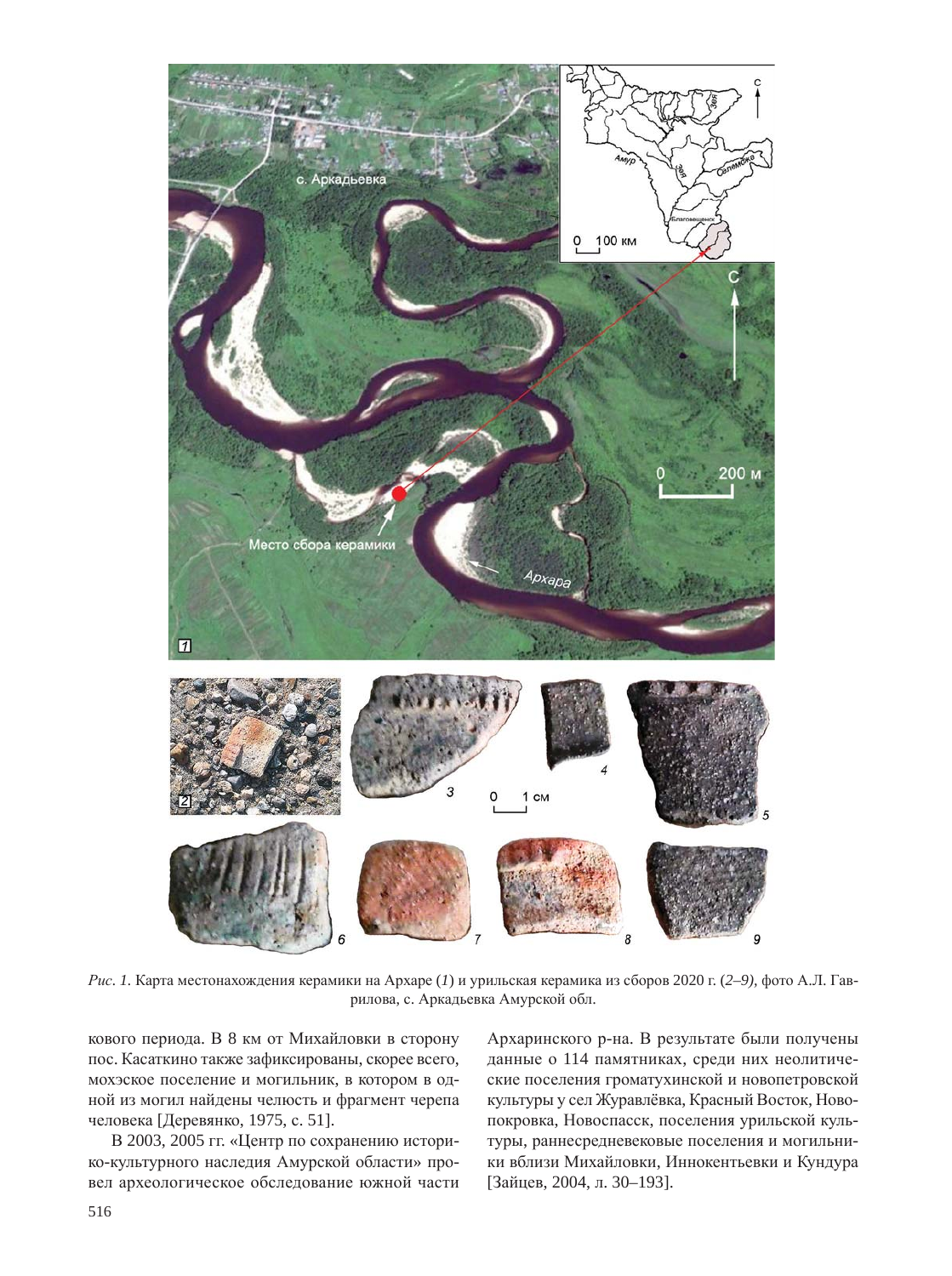*Рис. 1.* Карта местонахождения керамики на Архаре (*1*) и урильская керамика из сборов 2020 г. (*2–9*), фото А.Л. Гаврилова, с. Аркадьевка Амурской обл.

кового периода. В 8 км от Михайловки в сторону пос. Касаткино также зафиксированы, скорее всего, мохэское поселение и могильник, в котором в одной из могил найдены челюсть и фрагмент черепа человека [Деревянко, 1975, с. 51].

В 2003, 2005 гг. «Центр по сохранению историко-культурного наследия Амурской области» провел археологическое обследование южной части Архаринского р-на. В результате были получены данные о 114 памятниках, среди них неолитические поселения громатухинской и новопетровской культуры у сел Журавлёвка, Красный Восток, Новопокровка, Новоспасск, поселения урильской культуры, раннесредневековые поселения и могильники вблизи Михайловки, Иннокентьевки и Кундура [Зайцев, 2004, л. 30–193].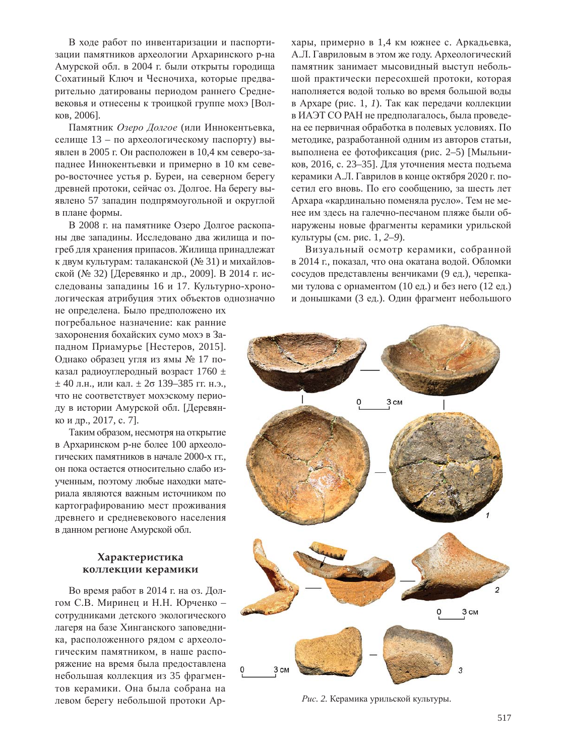В ходе работ по инвентаризации и паспортизации памятников археологии Архаринского р-на Амурской обл. в 2004 г. были открыты городища Сохатиный Ключ и Чесночиха, которые предварительно датированы периодом раннего Средневековья и отнесены к троицкой группе мохэ [Волков, 2006].

Памятник *Озеро Долгое* (или Иннокентьевка, селище 13 – по археологическому паспорту) выявлен в 2005 г. Он расположен в 10,4 км северо-западнее Иннокентьевки и примерно в 10 км северо-восточнее устья р. Буреи, на северном берегу древней протоки, сейчас оз. Долгое. На берегу выявлено 57 западин подпрямоугольной и округлой в плане формы.

В 2008 г. на памятнике Озеро Долгое раскопаны две западины. Исследовано два жилища и погреб для хранения припасов. Жилища принадлежат к двум культурам: талаканской (№ 31) и михайловской (№ 32) [Деревянко и др., 2009]. В 2014 г. исследованы западины 16 и 17. Культурно-хронологическая атрибуция этих объектов однозначно не определена. Было предположено их погребальное назначение: как ранние захоронения бохайских сумо мохэ в Западном Приамурье [Нестеров, 2015]. Однако образец угля из ямы № 17 показал радиоуглеродный возраст 1760 ± ± 40 л.н., или кал. ± 2σ 139–385 гг. н.э., что не соответствует мохэскому периоду в истории Амурской обл. [Деревянко и др., 2017, с. 7].

Таким образом, несмотря на открытие в Архаринском р-не более 100 археологических памятников в начале 2000-х гг., он пока остается относительно слабо изученным, поэтому любые находки материала являются важным источником по картографированию мест проживания древнего и средневекового населения в данном регионе Амурской обл.

## Характеристика коллекции керамики

Во время работ в 2014 г. на оз. Долгом С.В. Миринец и Н.Н. Юрченко – сотрудниками детского экологического лагеря на базе Хинганского заповедника, расположенного рядом с археологическим памятником, в наше распоряжение на время была предоставлена небольшая коллекция из 35 фрагментов керамики. Она была собрана на левом берегу небольшой протоки Архары, примерно в 1,4 км южнее с. Аркадьевка, А.Л. Гавриловым в этом же году. Археологический памятник занимает мысовидный выступ небольшой практически пересохшей протоки, которая наполняется водой только во время большой воды в Архаре (рис. 1, *1*). Так как передачи коллекции в ИАЭТ СО РАН не предполагалось, была проведена ее первичная обработка в полевых условиях. По методике, разработанной одним из авторов статьи, выполнена ее фотофиксация (рис. 2–5) [Мыльников, 2016, с. 23–35]. Для уточнения места подъема керамики А.Л. Гаврилов в конце октября 2020 г. посетил его вновь. По его сообщению, за шесть лет Архара «кардинально поменяла русло». Тем не менее им здесь на галечно-песчаном пляже были обнаружены новые фрагменты керамики урильской культуры (см. рис. 1, *2–9*).

Визуальный осмотр керамики, собранной в 2014 г., показал, что она окатана водой. Обломки сосудов представлены венчиками (9 ед.), черепками тулова с орнаментом (10 ед.) и без него (12 ед.) и донышками (3 ед.). Один фрагмент небольшого

*Рис. 2.* Керамика урильской культуры.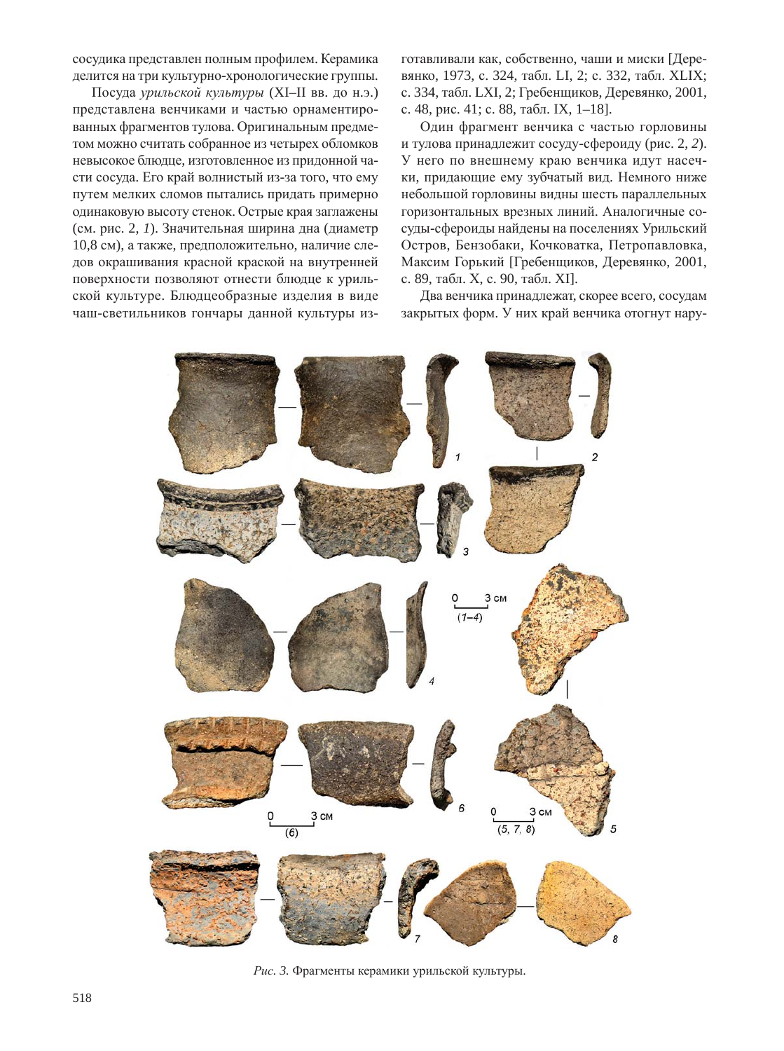сосудика представлен полным профилем. Керамика делится на три культурно-хронологические группы.

Посуда *урильской культуры* (XI–II вв. до н.э.) представлена венчиками и частью орнаментированных фрагментов тулова. Оригинальным предметом можно считать собранное из четырех обломков невысокое блюдце, изготовленное из придонной части сосуда. Его край волнистый из-за того, что ему путем мелких сломов пытались придать примерно одинаковую высоту стенок. Острые края заглажены (см. рис. 2, *1*). Значительная ширина дна (диаметр 10,8 см), а также, предположительно, наличие следов окрашивания красной краской на внутренней поверхности позволяют отнести блюдце к урильской культуре. Блюдцеобразные изделия в виде чаш-светильников гончары данной культуры изготавливали как, собственно, чаши и миски [Деревянко, 1973, с. 324, табл. LI, 2; с. 332, табл. XLIX; с. 334, табл. LXI, 2; Гребенщиков, Деревянко, 2001, с. 48, рис. 41; с. 88, табл. IX, 1–18].

Один фрагмент венчика с частью горловины и тулова принадлежит сосуду-сфероиду (рис. 2, *2*). У него по внешнему краю венчика идут насечки, придающие ему зубчатый вид. Немного ниже небольшой горловины видны шесть параллельных горизонтальных врезных линий. Аналогичные сосуды-сфероиды найдены на поселениях Урильский Остров, Бензобаки, Кочковатка, Петропавловка, Максим Горький [Гребенщиков, Деревянко, 2001, с. 89, табл. X, с. 90, табл. XI].

Два венчика принадлежат, скорее всего, сосудам закрытых форм. У них край венчика отогнут нару-

*Рис. 3.* Фрагменты керамики урильской культуры.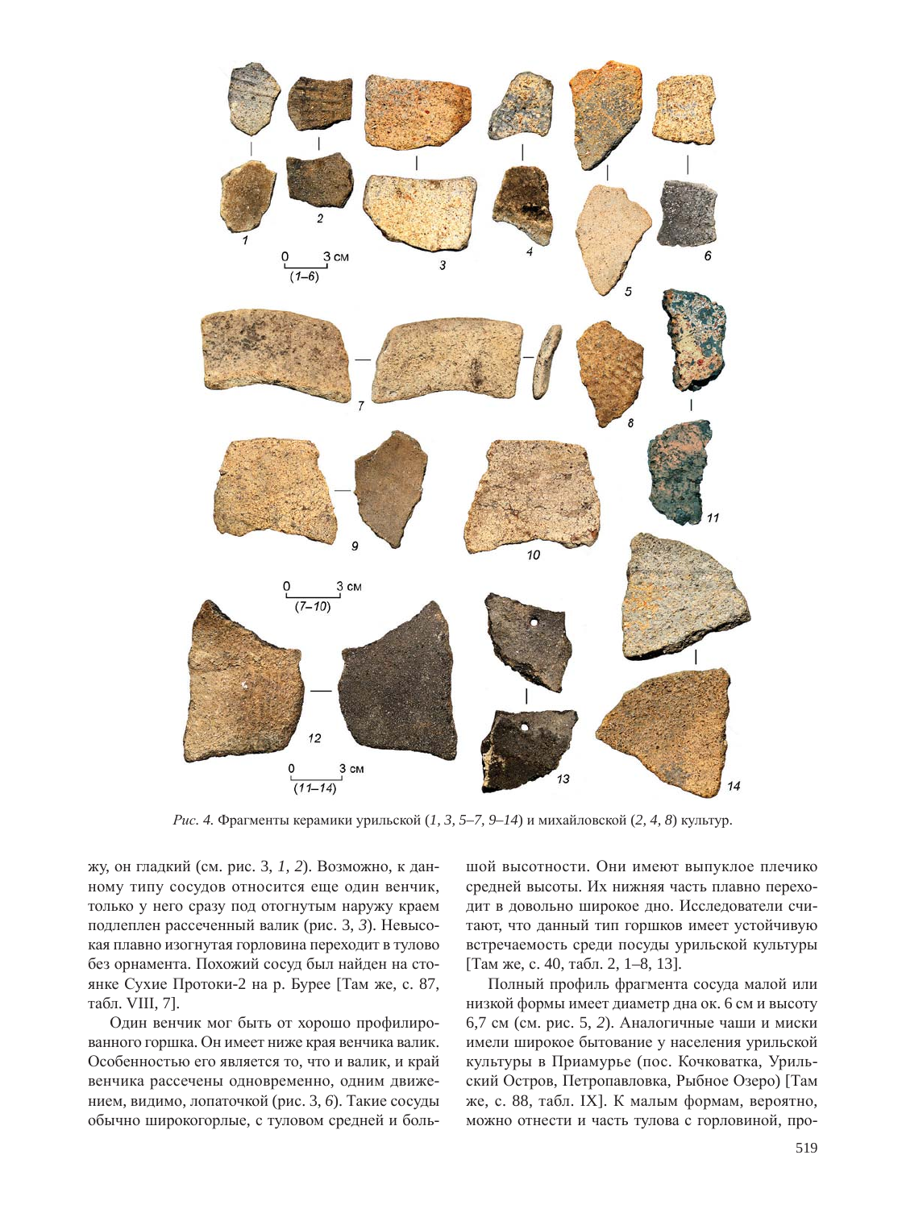*Рис. 4.* Фрагменты керамики урильской (*1, 3, 5–7, 9–14*) и михайловской (*2, 4, 8*) культур.

жу, он гладкий (см. рис. 3, *1, 2*). Возможно, к данному типу сосудов относится еще один венчик, только у него сразу под отогнутым наружу краем подлеплен рассеченный валик (рис. 3, *3*). Невысокая плавно изогнутая горловина переходит в тулово без орнамента. Похожий сосуд был найден на стоянке Сухие Протоки-2 на р. Бурее [Там же, с. 87, табл. VIII, 7].

Один венчик мог быть от хорошо профилированного горшка. Он имеет ниже края венчика валик. Особенностью его является то, что и валик, и край венчика рассечены одновременно, одним движением, видимо, лопаточкой (рис. 3, *6*). Такие сосуды обычно широкогорлые, с туловом средней и большой высотности. Они имеют выпуклое плечико средней высоты. Их нижняя часть плавно переходит в довольно широкое дно. Исследователи считают, что данный тип горшков имеет устойчивую встречаемость среди посуды урильской культуры [Там же, с. 40, табл. 2, 1–8, 13].

Полный профиль фрагмента сосуда малой или низкой формы имеет диаметр дна ок. 6 см и высоту 6,7 см (см. рис. 5, *2*). Аналогичные чаши и миски имели широкое бытование у населения урильской культуры в Приамурье (пос. Кочковатка, Урильский Остров, Петропавловка, Рыбное Озеро) [Там же, с. 88, табл. IX]. К малым формам, вероятно, можно отнести и часть тулова с горловиной, про-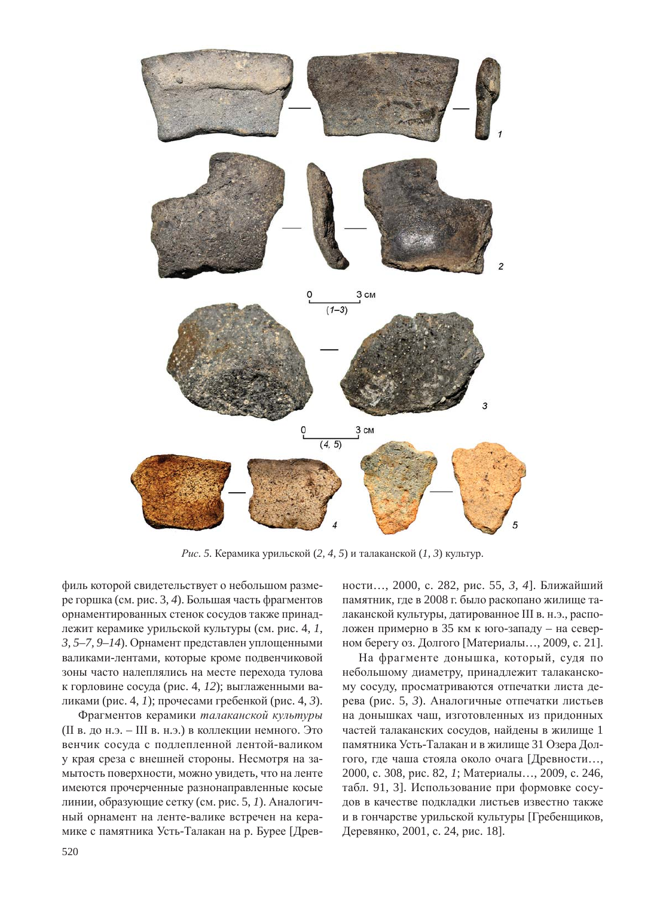*Рис. 5.* Керамика урильской (*2, 4, 5*) и талаканской (*1, 3*) культур.

филь которой свидетельствует о небольшом размере горшка (см. рис. 3, *4*). Большая часть фрагментов орнаментированных стенок сосудов также принадлежит керамике урильской культуры (см. рис. 4, *1, 3, 5–7, 9–14*). Орнамент представлен уплощенными валиками-лентами, которые кроме подвенчиковой зоны часто налеплялись на месте перехода тулова к горловине сосуда (рис. 4, *12*); выглаженными валиками (рис. 4, *1*); прочесами гребенкой (рис. 4, *3*).

Фрагментов керамики *талаканской культуры* (II в. до н.э. – III в. н.э.) в коллекции немного. Это венчик сосуда с подлепленной лентой-валиком у края среза с внешней стороны. Несмотря на замытость поверхности, можно увидеть, что на ленте имеются прочерченные разнонаправленные косые линии, образующие сетку (см. рис. 5, *1*). Аналогичный орнамент на ленте-валике встречен на керамике с памятника Усть-Талакан на р. Бурее [Древности…, 2000, с. 282, рис. 55, *3, 4*]. Ближайший памятник, где в 2008 г. было раскопано жилище талаканской культуры, датированное III в. н.э., расположен примерно в 35 км к юго-западу – на северном берегу оз. Долгого [Материалы…, 2009, с. 21].

На фрагменте донышка, который, судя по небольшому диаметру, принадлежит талаканскому сосуду, просматриваются отпечатки листа дерева (рис. 5, *3*). Аналогичные отпечатки листьев на донышках чаш, изготовленных из придонных частей талаканских сосудов, найдены в жилище 1 памятника Усть-Талакан и в жилище 31 Озера Долгого, где чаша стояла около очага [Древности…, 2000, с. 308, рис. 82, *1*; Материалы…, 2009, с. 246, табл. 91, 3]. Использование при формовке сосудов в качестве подкладки листьев известно также и в гончарстве урильской культуры [Гребенщиков, Деревянко, 2001, с. 24, рис. 18].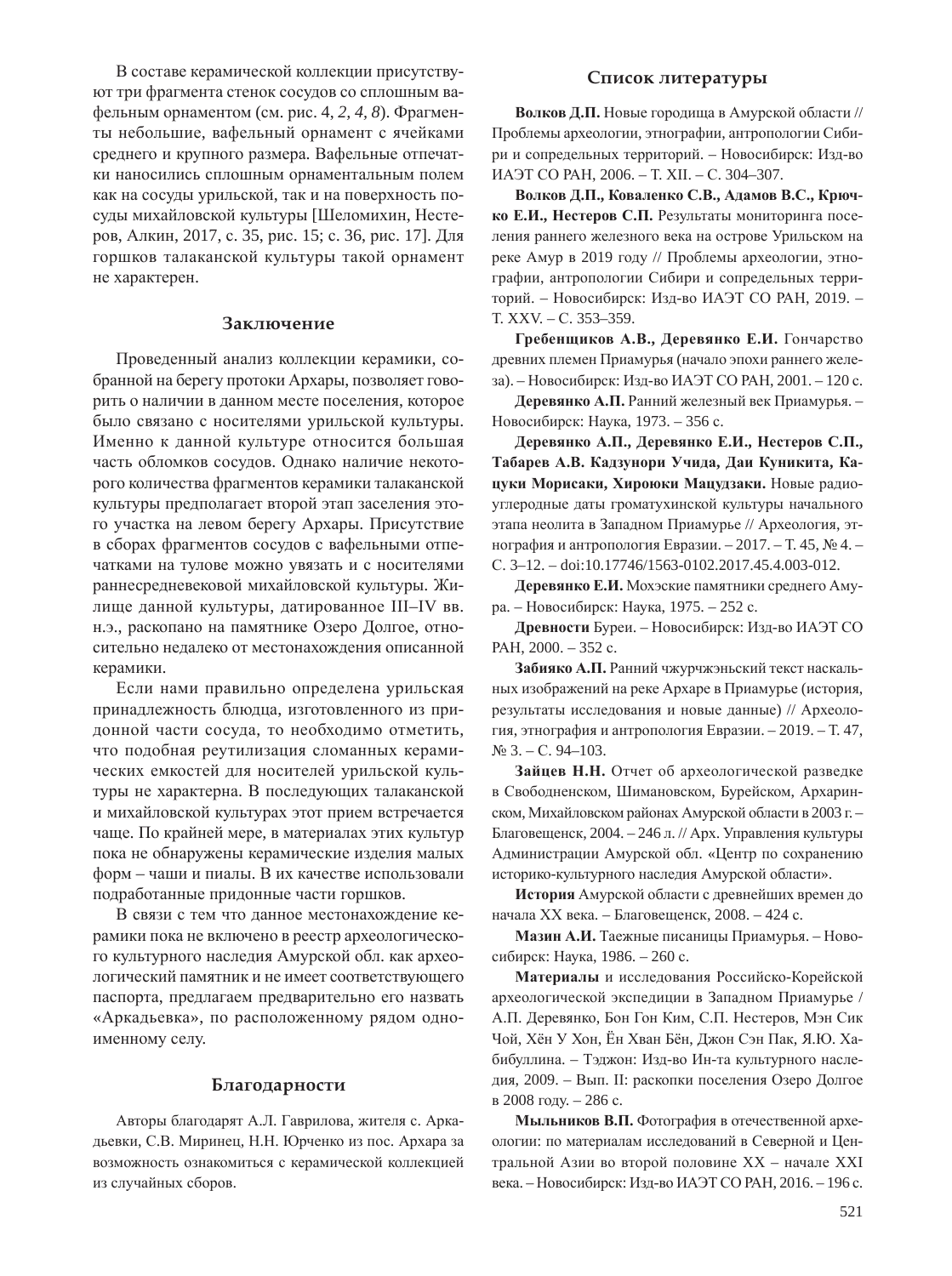В составе керамической коллекции присутствуют три фрагмента стенок сосудов со сплошным вафельным орнаментом (см. рис. 4, *2, 4, 8*). Фрагменты небольшие, вафельный орнамент с ячейками среднего и крупного размера. Вафельные отпечатки наносились сплошным орнаментальным полем как на сосуды урильской, так и на поверхность посуды михайловской культуры [Шеломихин, Нестеров, Алкин, 2017, с. 35, рис. 15; с. 36, рис. 17]. Для горшков талаканской культуры такой орнамент не характерен.

## Заключение

Проведенный анализ коллекции керамики, собранной на берегу протоки Архары, позволяет говорить о наличии в данном месте поселения, которое было связано с носителями урильской культуры. Именно к данной культуре относится большая часть обломков сосудов. Однако наличие некоторого количества фрагментов керамики талаканской культуры предполагает второй этап заселения этого участка на левом берегу Архары. Присутствие в сборах фрагментов сосудов с вафельными отпечатками на тулове можно увязать и с носителями раннесредневековой михайловской культуры. Жилище данной культуры, датированное III–IV вв. н.э., раскопано на памятнике Озеро Долгое, относительно недалеко от местонахождения описанной керамики.

Если нами правильно определена урильская принадлежность блюдца, изготовленного из придонной части сосуда, то необходимо отметить, что подобная реутилизация сломанных керамических емкостей для носителей урильской культуры не характерна. В последующих талаканской и михайловской культурах этот прием встречается чаще. По крайней мере, в материалах этих культур пока не обнаружены керамические изделия малых форм – чаши и пиалы. В их качестве использовали подработанные придонные части горшков.

В связи с тем что данное местонахождение керамики пока не включено в реестр археологического культурного наследия Амурской обл. как археологический памятник и не имеет соответствующего паспорта, предлагаем предварительно его назвать «Аркадьевка», по расположенному рядом одноименному селу.

## Благодарности

Авторы благодарят А.Л. Гаврилова, жителя с. Аркадьевки, С.В. Миринец, Н.Н. Юрченко из пос. Архара за возможность ознакомиться с керамической коллекцией из случайных сборов.

## Список литературы

**Волков Д.П.** Новые городища в Амурской области // Проблемы археологии, этнографии, антропологии Сибири и сопредельных территорий. – Новосибирск: Изд-во ИАЭТ СО РАН, 2006. – Т. XII. – С. 304–307.

**Волков Д.П., Коваленко С.В., Адамов В.С., Крючко Е.И., Нестеров С.П.** Результаты мониторинга поселения раннего железного века на острове Урильском на реке Амур в 2019 году // Проблемы археологии, этнографии, антропологии Сибири и сопредельных территорий. – Новосибирск: Изд-во ИАЭТ СО РАН, 2019. – Т. XXV. – С. 353–359.

**Гребенщиков А.В., Деревянко Е.И.** Гончарство древних племен Приамурья (начало эпохи раннего железа). – Новосибирск: Изд-во ИАЭТ СО РАН, 2001. – 120 с.

**Деревянко А.П.** Ранний железный век Приамурья. – Новосибирск: Наука, 1973. – 356 с.

**Деревянко А.П., Деревянко Е.И., Нестеров С.П., Табарев А.В. Кадзунори Учида, Даи Куникита, Кацуки Морисаки, Хироюки Мацудзаки.** Новые радиоуглеродные даты громатухинской культуры начального этапа неолита в Западном Приамурье // Археология, этнография и антропология Евразии. – 2017. – Т. 45, № 4. – С. 3–12. – doi:10.17746/1563-0102.2017.45.4.003-012.

**Деревянко Е.И.** Мохэские памятники среднего Амура. – Новосибирск: Наука, 1975. – 252 с.

**Древности** Буреи. – Новосибирск: Изд-во ИАЭТ СО РАН, 2000. – 352 с.

**Забияко А.П.** Ранний чжурчжэньский текст наскальных изображений на реке Архаре в Приамурье (история, результаты исследования и новые данные) // Археология, этнография и антропология Евразии. – 2019. – Т. 47, № 3. – С. 94–103.

**Зайцев Н.Н.** Отчет об археологической разведке в Свободненском, Шимановском, Бурейском, Архаринском, Михайловском районах Амурской области в 2003 г. – Благовещенск, 2004. – 246 л. // Арх. Управления культуры Администрации Амурской обл. «Центр по сохранению историко-культурного наследия Амурской области».

**История** Амурской области с древнейших времен до начала XX века. – Благовещенск, 2008. – 424 с.

**Мазин А.И.** Таежные писаницы Приамурья. – Новосибирск: Наука, 1986. – 260 с.

**Материалы** и исследования Российско-Корейской археологической экспедиции в Западном Приамурье / А.П. Деревянко, Бон Гон Ким, С.П. Нестеров, Мэн Сик Чой, Хён У Хон, Ён Хван Бён, Джон Сэн Пак, Я.Ю. Хабибуллина. – Тэджон: Изд-во Ин-та культурного наследия, 2009. – Вып. II: раскопки поселения Озеро Долгое в 2008 году. – 286 с.

**Мыльников В.П.** Фотография в отечественной археологии: по материалам исследований в Северной и Центральной Азии во второй половине XX – начале XXI века. – Новосибирск: Изд-во ИАЭТ СО РАН, 2016. – 196 с.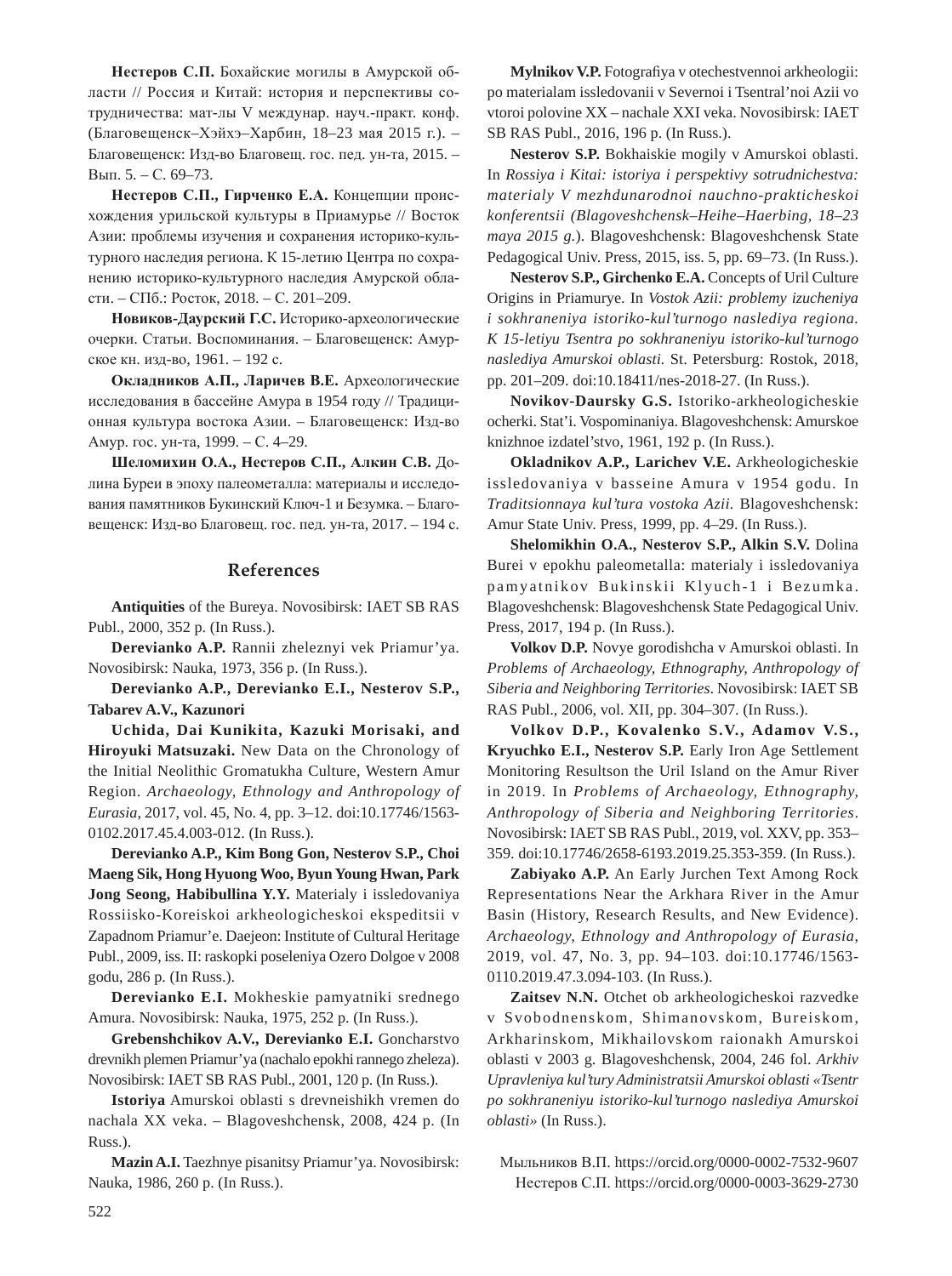**Нестеров С.П.** Бохайские могилы в Амурской области // Россия и Китай: история и перспективы сотрудничества: мат-лы V междунар. науч.-практ. конф. (Благовещенск–Хэйхэ–Харбин, 18–23 мая 2015 г.). – Благовещенск: Изд-во Благовещ. гос. пед. ун-та, 2015. – Вып. 5. – С. 69–73.

**Нестеров С.П., Гирченко Е.А.** Концепции происхождения урильской культуры в Приамурье // Восток Азии: проблемы изучения и сохранения историко-культурного наследия региона. К 15-летию Центра по сохранению историко-культурного наследия Амурской области. – СПб.: Росток, 2018. – С. 201–209.

**Новиков-Даурский Г.С.** Историко-археологические очерки. Статьи. Воспоминания. – Благовещенск: Амурское кн. изд-во, 1961. – 192 с.

**Окладников А.П., Ларичев В.Е.** Археологические исследования в бассейне Амура в 1954 году // Традиционная культура востока Азии. – Благовещенск: Изд-во Амур. гос. ун-та, 1999. – С. 4–29.

**Шеломихин О.А., Нестеров С.П., Алкин С.В.** Долина Буреи в эпоху палеометалла: материалы и исследования памятников Букинский Ключ-1 и Безумка. – Благовещенск: Изд-во Благовещ. гос. пед. ун-та, 2017. – 194 с.

## References

**Antiquities** of the Bureya. Novosibirsk: IAET SB RAS Publ., 2000, 352 p. (In Russ.).

**Derevianko A.P.** Rannii zheleznyi vek Priamur'ya. Novosibirsk: Nauka, 1973, 356 p. (In Russ.).

**Derevianko A.P., Derevianko E.I., Nesterov S.P., Tabarev A.V., Kazunori**

**Uchida, Dai Kunikita, Kazuki Morisaki, and Hiroyuki Matsuzaki.** New Data on the Chronology of the Initial Neolithic Gromatukha Culture, Western Amur Region. *Archaeology, Ethnology and Anthropology of Eurasia*, 2017, vol. 45, No. 4, pp. 3–12. doi:10.17746/1563-0102.2017.45.4.003-012. (In Russ.).

**Derevianko A.P., Kim Bong Gon, Nesterov S.P., Choi Maeng Sik, Hong Hyuong Woo, Byun Young Hwan, Park Jong Seong, Habibullina Y.Y.** Materialy i issledovaniya Rossiisko-Koreiskoi arkheologicheskoi ekspeditsii v Zapadnom Priamur'e. Daejeon: Institute of Cultural Heritage Publ., 2009, iss. II: raskopki poseleniya Ozero Dolgoe v 2008 godu, 286 p. (In Russ.).

**Derevianko E.I.** Mokheskie pamyatniki srednego Amura. Novosibirsk: Nauka, 1975, 252 p. (In Russ.).

**Grebenshchikov A.V., Derevianko E.I.** Goncharstvo drevnikh plemen Priamur'ya (nachalo epokhi rannego zheleza). Novosibirsk: IAET SB RAS Publ., 2001, 120 p. (In Russ.).

**Istoriya** Amurskoi oblasti s drevneishikh vremen do nachala XX veka. – Blagoveshchensk, 2008, 424 p. (In Russ.).

**Mazin A.I.** Taezhnye pisanitsy Priamur'ya. Novosibirsk: Nauka, 1986, 260 p. (In Russ.).

**Mylnikov V.P.** Fotografiya v otechestvennoi arkheologii: po materialam issledovanii v Severnoi i Tsentral'noi Azii vo vtoroi polovine XX – nachale XXI veka. Novosibirsk: IAET SB RAS Publ., 2016, 196 p. (In Russ.).

**Nesterov S.P.** Bokhaiskie mogily v Amurskoi oblasti. In *Rossiya i Kitai: istoriya i perspektivy sotrudnichestva: materialy V mezhdunarodnoi nauchno-prakticheskoi konferentsii (Blagoveshchensk–Heihe–Haerbing, 18–23 maya 2015 g.*). Blagoveshchensk: Blagoveshchensk State Pedagogical Univ. Press, 2015, iss. 5, pp. 69–73. (In Russ.).

**Nesterov S.P., Girchenko E.A.** Concepts of Uril Culture Origins in Priamurye. In *Vostok Azii: problemy izucheniya i sokhraneniya istoriko-kul'turnogo naslediya regiona. K 15-letiyu Tsentra po sokhraneniyu istoriko-kul'turnogo naslediya Amurskoi oblasti.* St. Petersburg: Rostok, 2018, pp. 201–209. doi:10.18411/nes-2018-27. (In Russ.).

**Novikov-Daursky G.S.** Istoriko-arkheologicheskie ocherki. Stat'i. Vospominaniya. Blagoveshchensk: Amurskoe knizhnoe izdatel'stvo, 1961, 192 p. (In Russ.).

**Okladnikov A.P., Larichev V.E.** Arkheologicheskie issledovaniya v basseine Amura v 1954 godu. In *Traditsionnaya kul'tura vostoka Azii.* Blagoveshchensk: Amur State Univ. Press, 1999, pp. 4–29. (In Russ.).

**Shelomikhin O.A., Nesterov S.P., Alkin S.V.** Dolina Burei v epokhu paleometalla: materialy i issledovaniya pamyatnikov Bukinskii Klyuch-1 i Bezumka. Blagoveshchensk: Blagoveshchensk State Pedagogical Univ. Press, 2017, 194 p. (In Russ.).

**Volkov D.P.** Novye gorodishcha v Amurskoi oblasti. In *Problems of Archaeology, Ethnography, Anthropology of Siberia and Neighboring Territories*. Novosibirsk: IAET SB RAS Publ., 2006, vol. XII, pp. 304–307. (In Russ.).

**Volkov D.P., Kovalenko S.V., Adamov V.S., Kryuchko E.I., Nesterov S.P.** Early Iron Age Settlement Monitoring Resultson the Uril Island on the Amur River in 2019. In *Problems of Archaeology, Ethnography, Anthropology of Siberia and Neighboring Territories*. Novosibirsk: IAET SB RAS Publ., 2019, vol. XXV, pp. 353–359. doi:10.17746/2658-6193.2019.25.353-359. (In Russ.).

**Zabiyako A.P.** An Early Jurchen Text Among Rock Representations Near the Arkhara River in the Amur Basin (History, Research Results, and New Evidence). *Archaeology, Ethnology and Anthropology of Eurasia*, 2019, vol. 47, No. 3, pp. 94–103. doi:10.17746/1563-0110.2019.47.3.094-103. (In Russ.).

**Zaitsev N.N.** Otchet ob arkheologicheskoi razvedke v Svobodnenskom, Shimanovskom, Bureiskom, Arkharinskom, Mikhailovskom raionakh Amurskoi oblasti v 2003 g. Blagoveshchensk, 2004, 246 fol. *Arkhiv Upravleniya kul'tury Administratsii Amurskoi oblasti «Tsentr po sokhraneniyu istoriko-kul'turnogo naslediya Amurskoi oblasti»* (In Russ.).

Мыльников В.П. https://orcid.org/0000-0002-7532-9607
Нестеров С.П. https://orcid.org/0000-0003-3629-2730